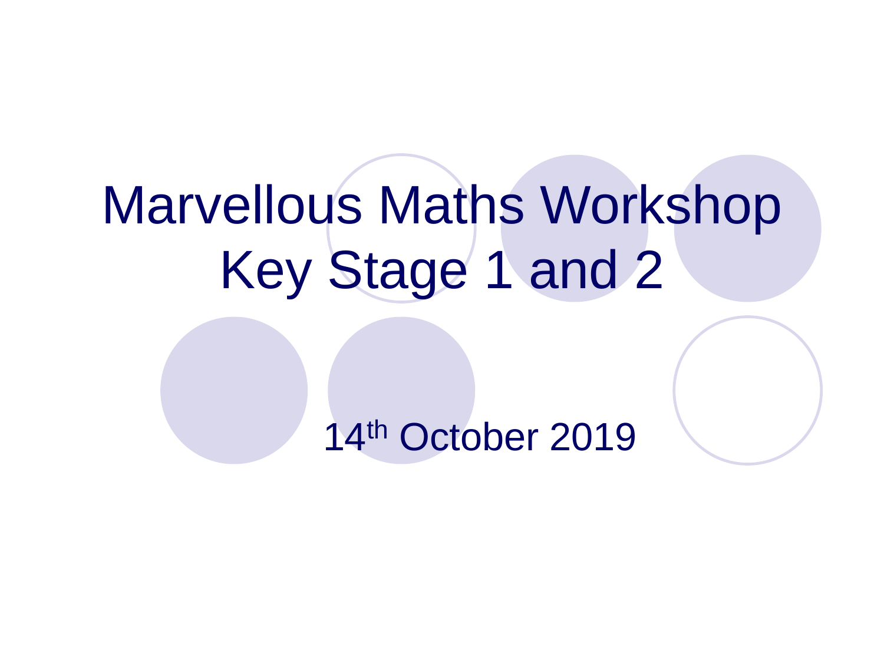# Marvellous Maths Workshop Key Stage 1 and 2

14th October 2019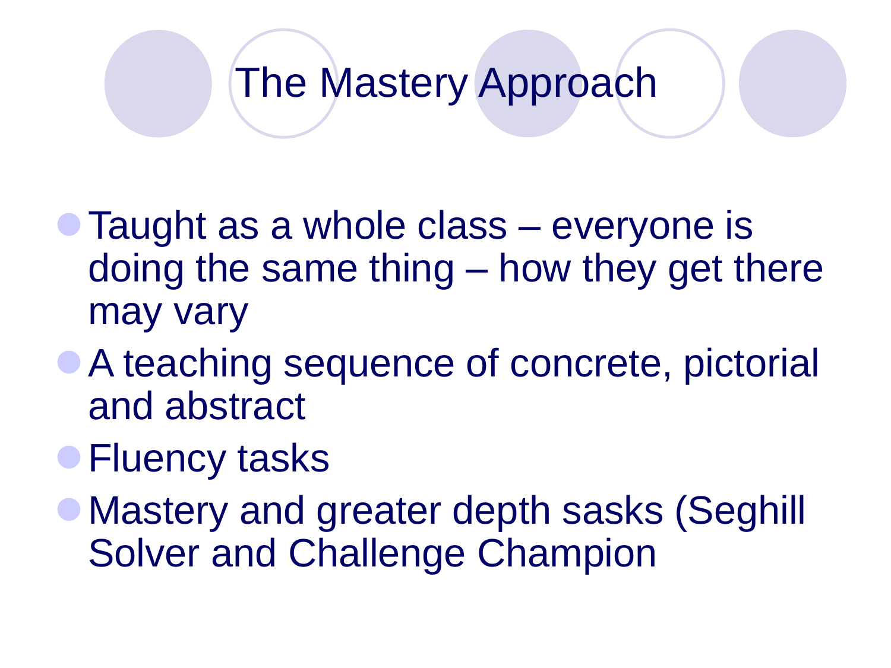# The Mastery Approach

- Taught as a whole class – everyone is doing the same thing – how they get there may vary
- A teaching sequence of concrete, pictorial and abstract
- Fluency tasks
- Mastery and greater depth sasks (Seghill Solver and Challenge Champion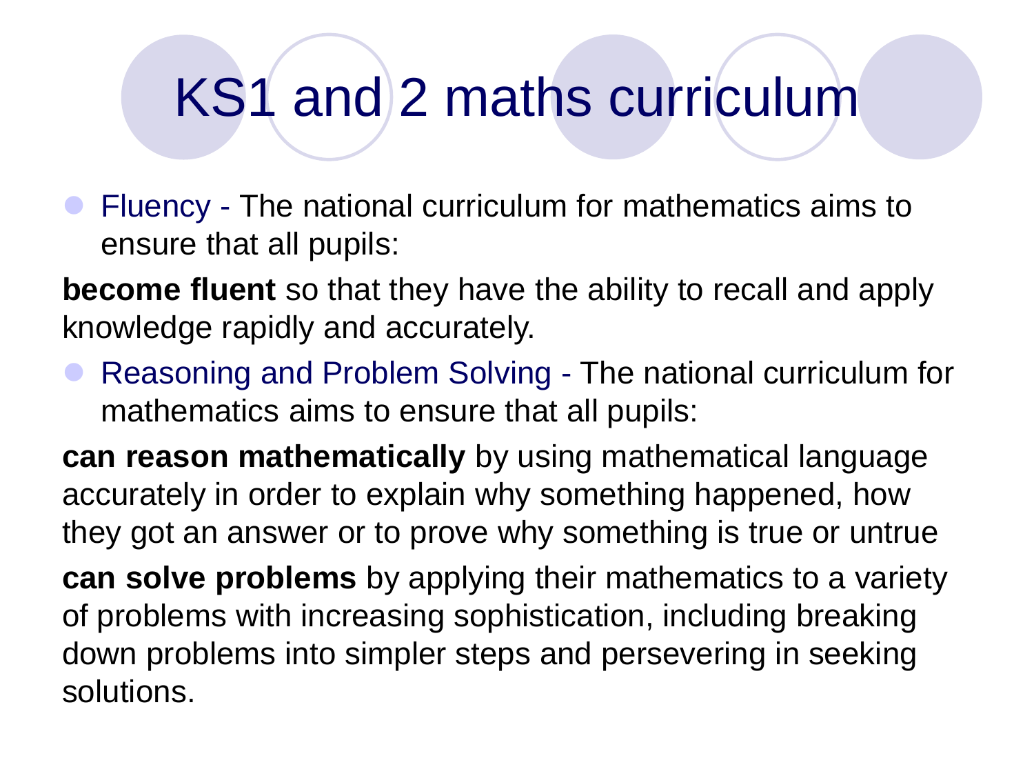# KS1 and 2 maths curriculum

- Fluency - The national curriculum for mathematics aims to ensure that all pupils:

**become fluent** so that they have the ability to recall and apply knowledge rapidly and accurately.

- Reasoning and Problem Solving - The national curriculum for mathematics aims to ensure that all pupils:

**can reason mathematically** by using mathematical language accurately in order to explain why something happened, how they got an answer or to prove why something is true or untrue

**can solve problems** by applying their mathematics to a variety of problems with increasing sophistication, including breaking down problems into simpler steps and persevering in seeking solutions.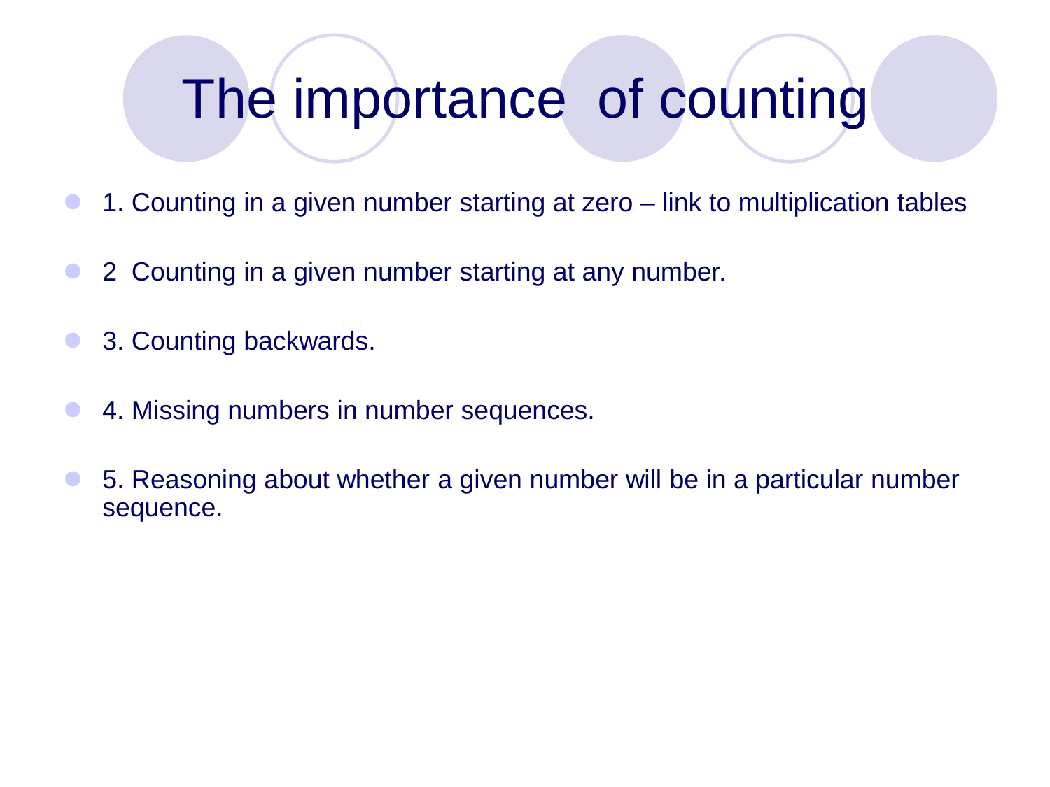# The importance of counting

- 1. Counting in a given number starting at zero – link to multiplication tables
- 2 Counting in a given number starting at any number.
- 3. Counting backwards.
- 4. Missing numbers in number sequences.
- 5. Reasoning about whether a given number will be in a particular number sequence.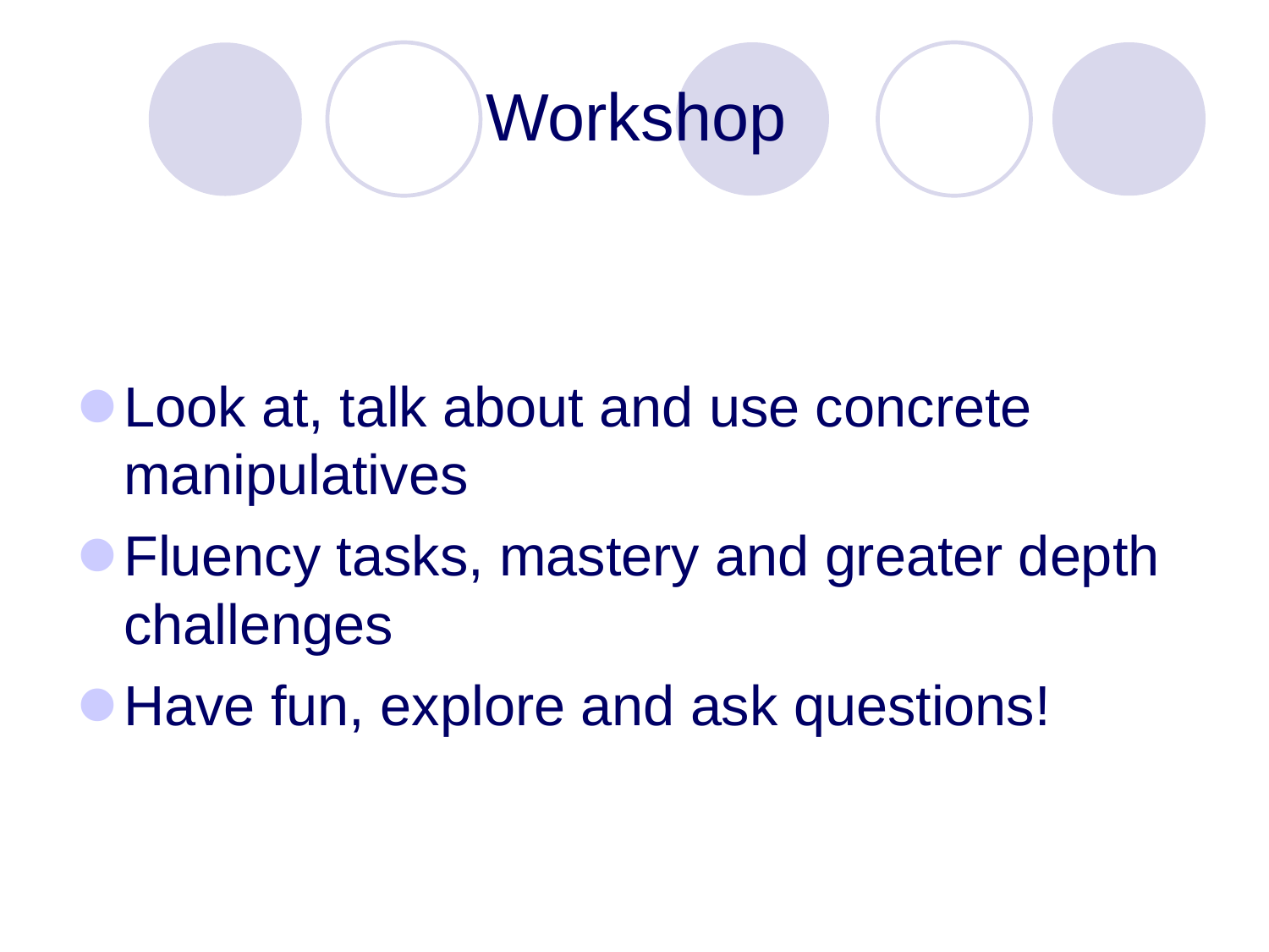# Workshop

- Look at, talk about and use concrete manipulatives
- Fluency tasks, mastery and greater depth challenges
- Have fun, explore and ask questions!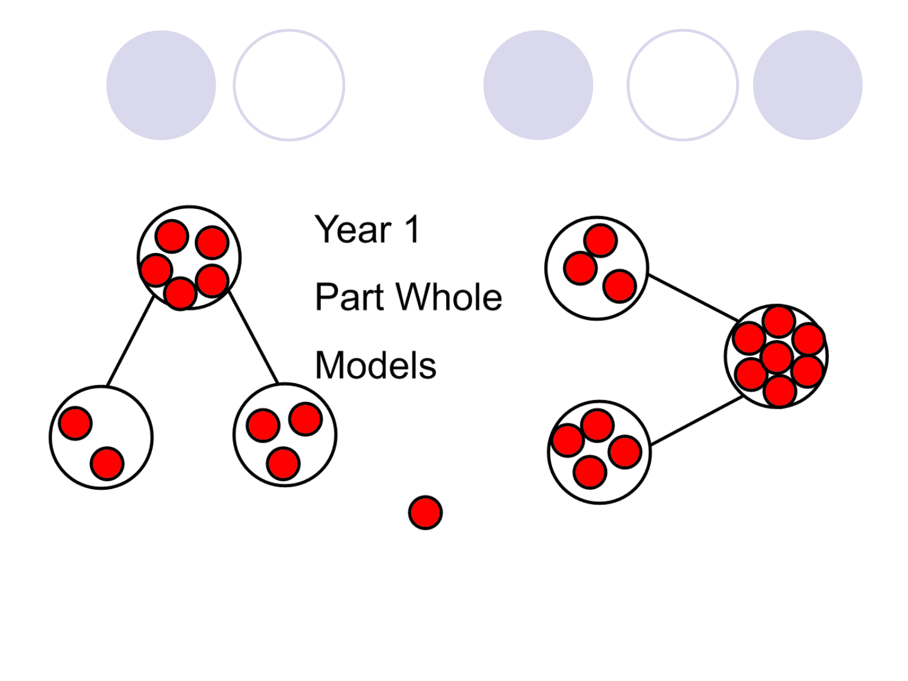Year 1

Part Whole

Models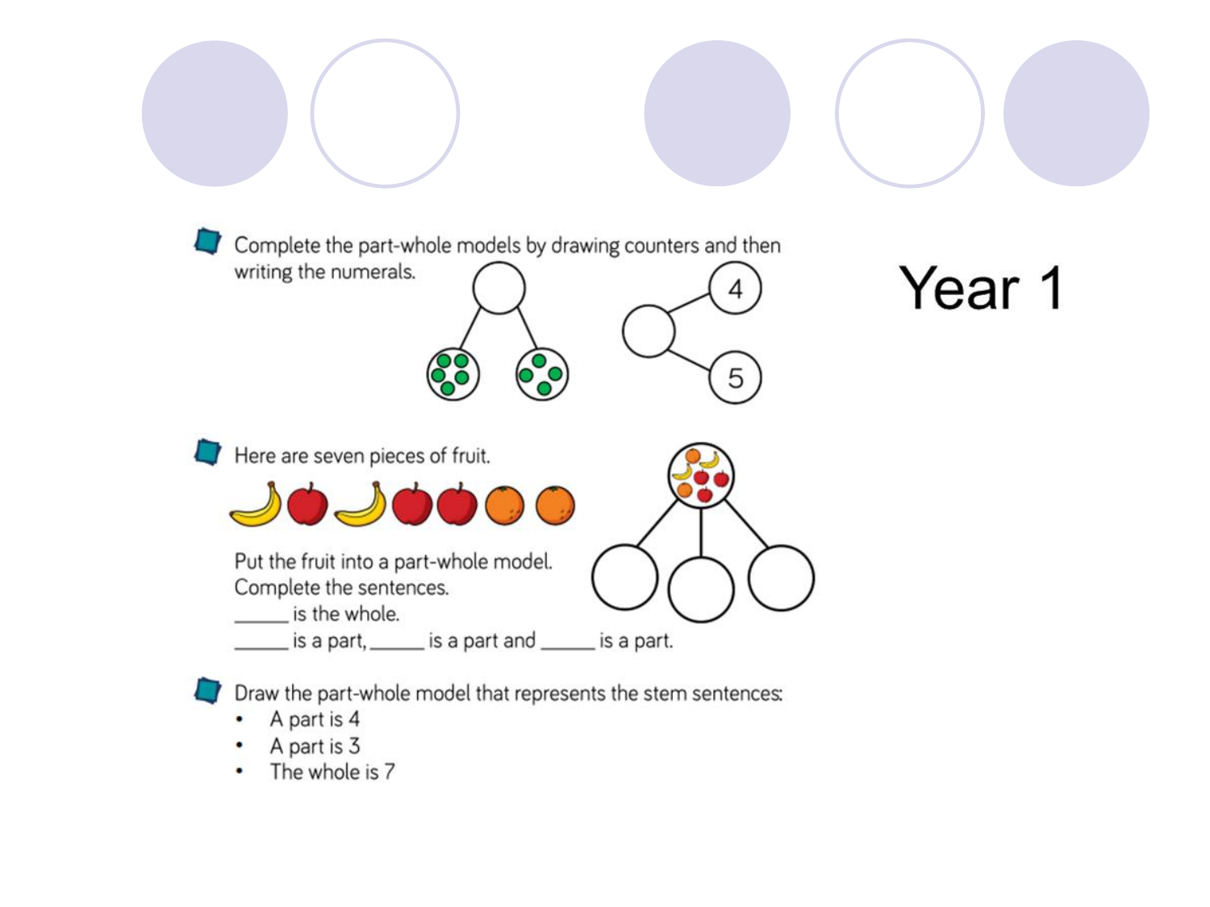# Year 1

- Complete the part-whole models by drawing counters and then writing the numerals.

- Here are seven pieces of fruit.

  Put the fruit into a part-whole model.
  Complete the sentences.
  _____ is the whole.
  _____ is a part, _____ is a part and _____ is a part.

- Draw the part-whole model that represents the stem sentences:
  - A part is 4
  - A part is 3
  - The whole is 7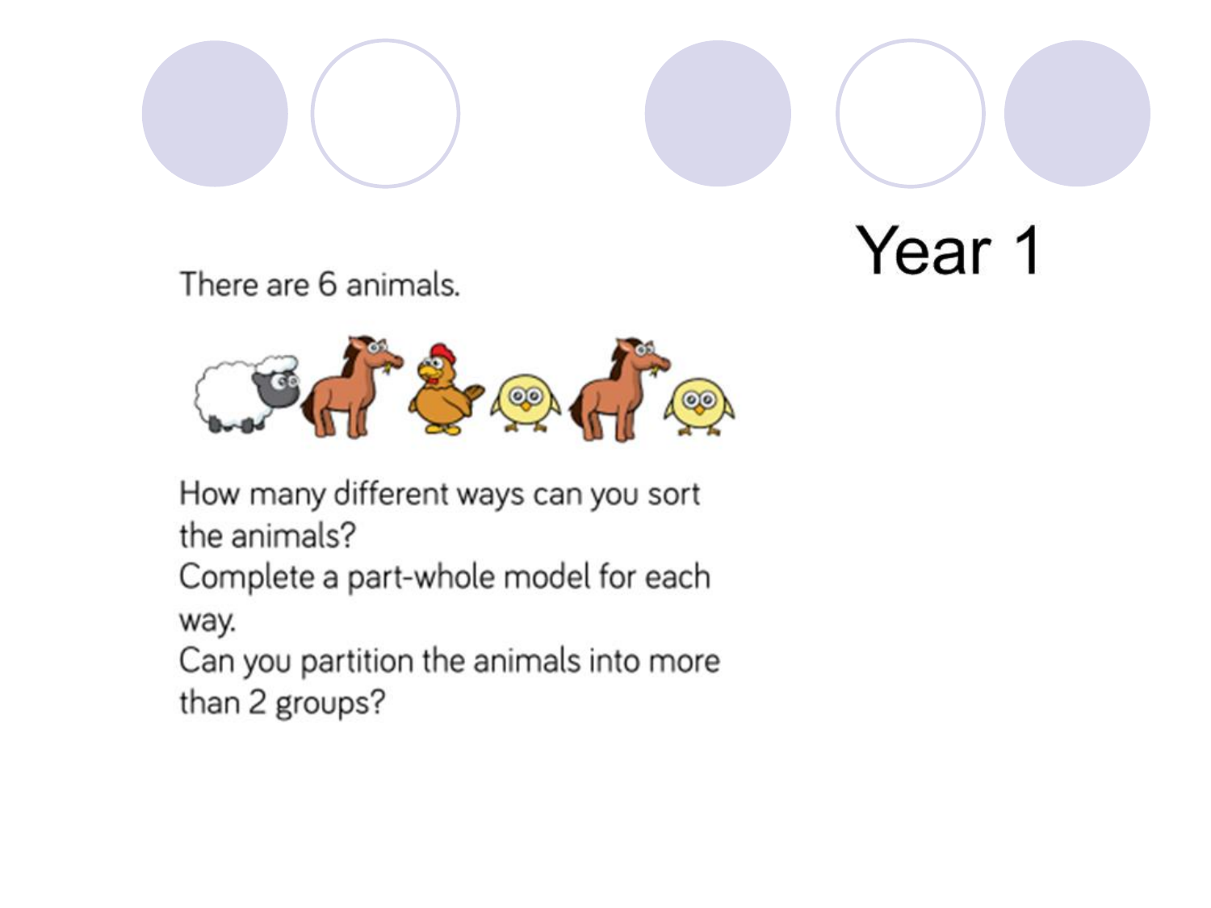# Year 1

There are 6 animals.

How many different ways can you sort the animals?
Complete a part-whole model for each way.
Can you partition the animals into more than 2 groups?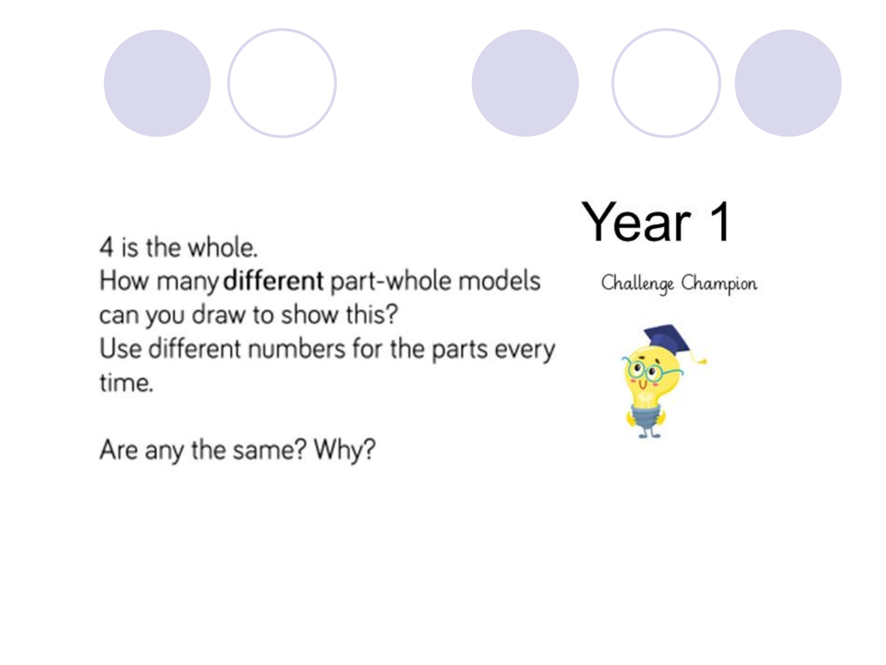# Year 1

Challenge Champion

4 is the whole.
How many **different** part-whole models can you draw to show this?
Use different numbers for the parts every time.

Are any the same? Why?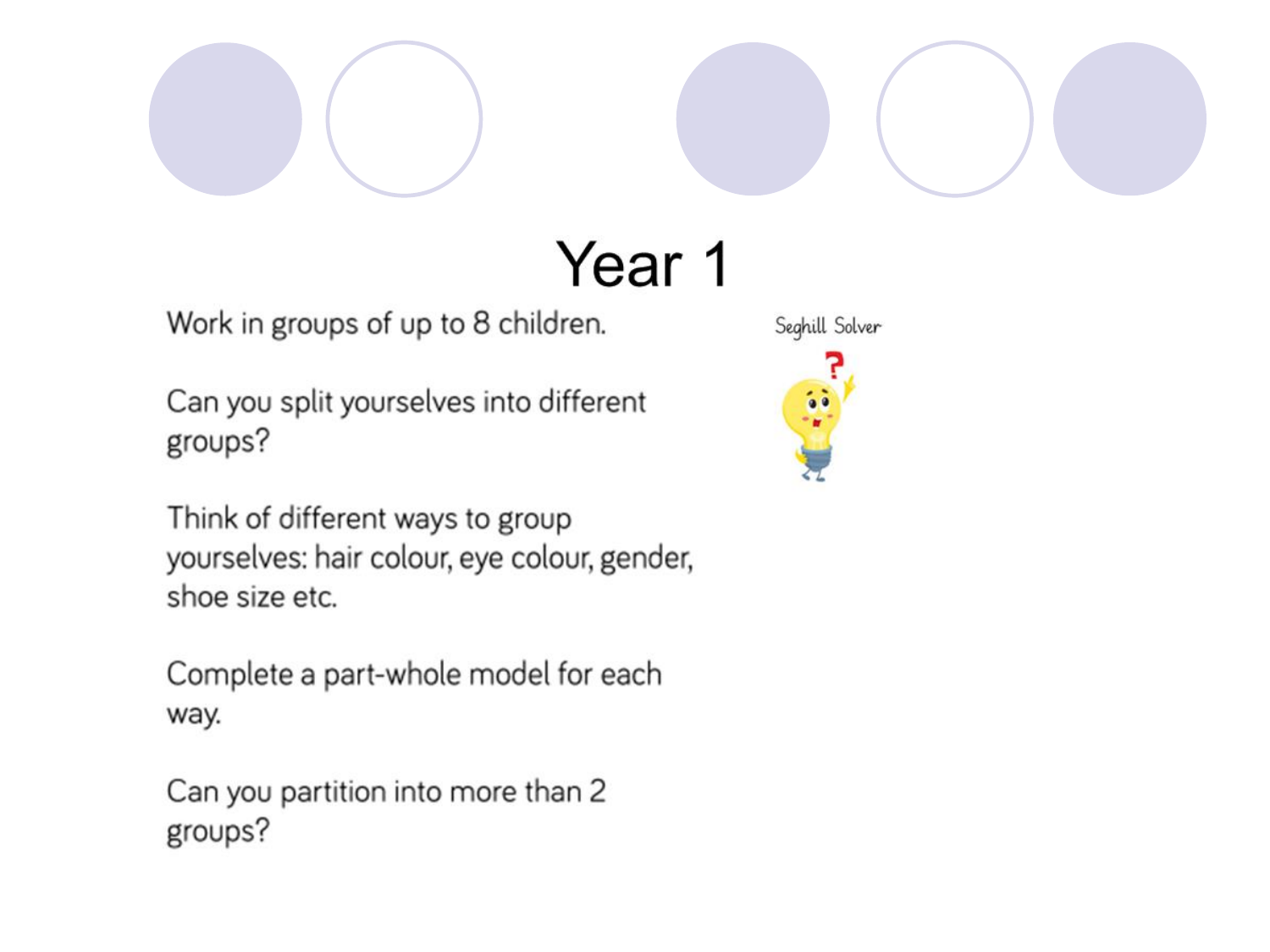# Year 1

Work in groups of up to 8 children.

Can you split yourselves into different groups?

Think of different ways to group yourselves: hair colour, eye colour, gender, shoe size etc.

Complete a part-whole model for each way.

Can you partition into more than 2 groups?

Seghill Solver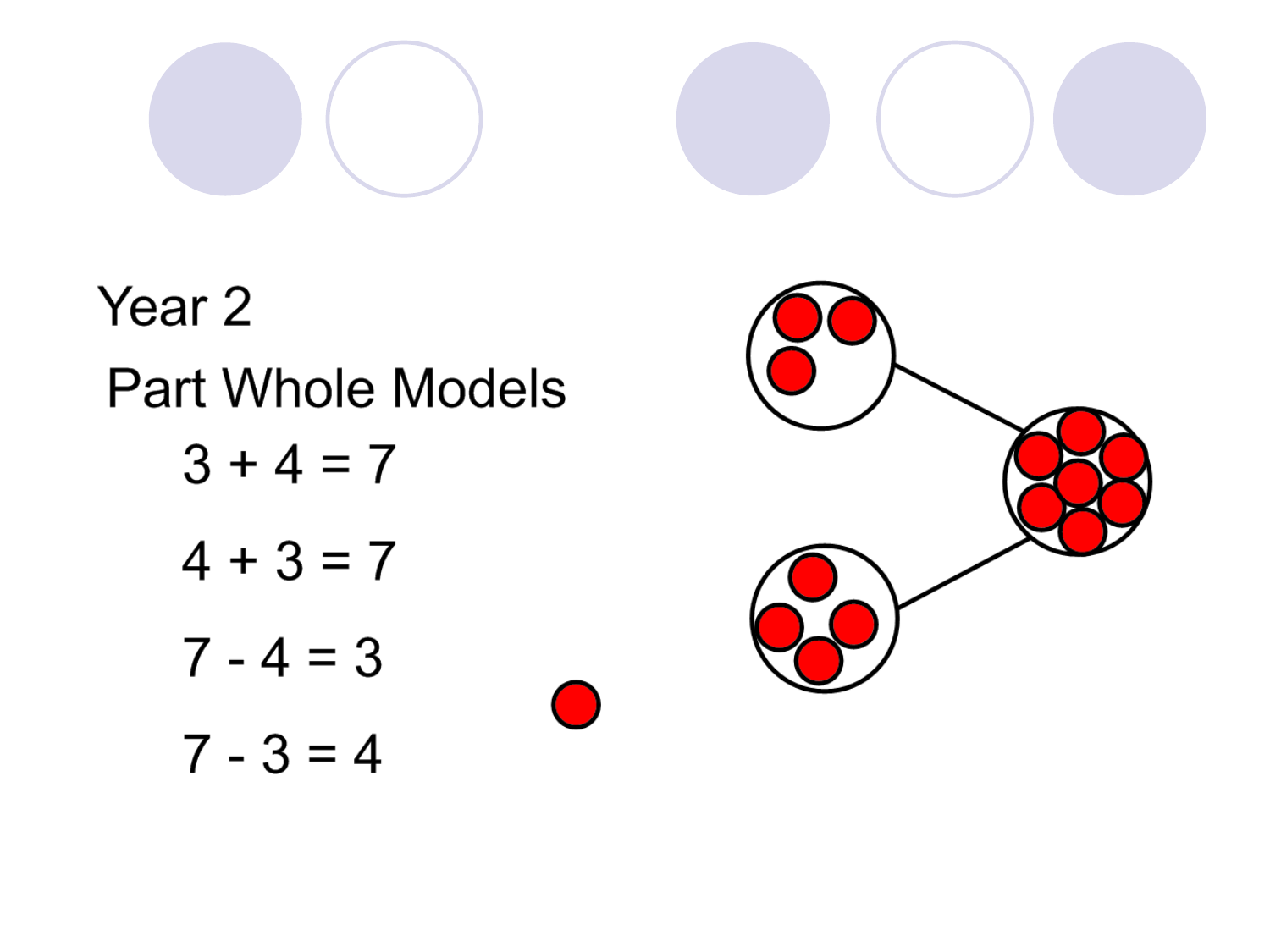# Year 2

## Part Whole Models

$3 + 4 = 7$

$4 + 3 = 7$

$7 - 4 = 3$

$7 - 3 = 4$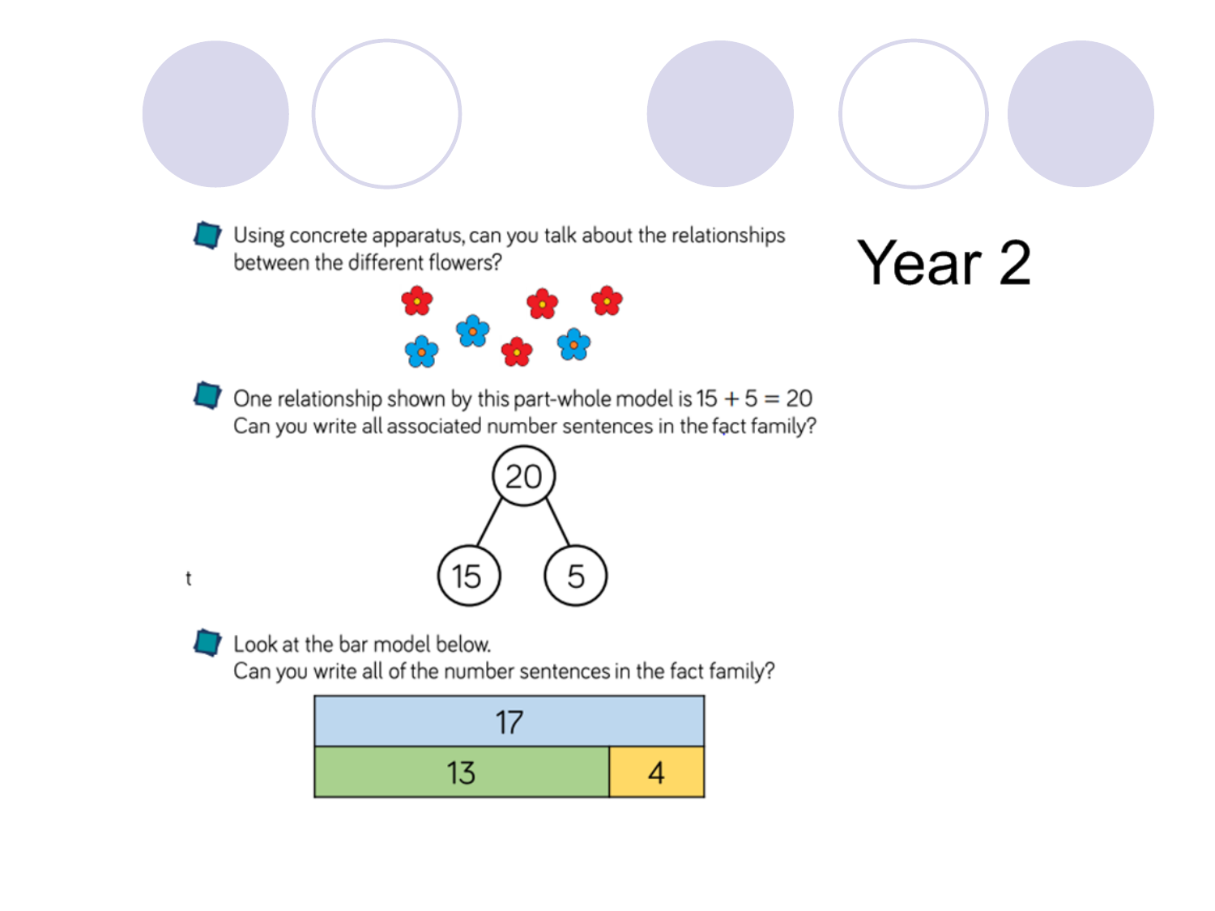# Year 2

- Using concrete apparatus, can you talk about the relationships between the different flowers?

- One relationship shown by this part-whole model is $15 + 5 = 20$
  Can you write all associated number sentences in the fact family?

  20

  15 5

- Look at the bar model below.
  Can you write all of the number sentences in the fact family?

| 17 | |
|---|---|
| 13 | 4 |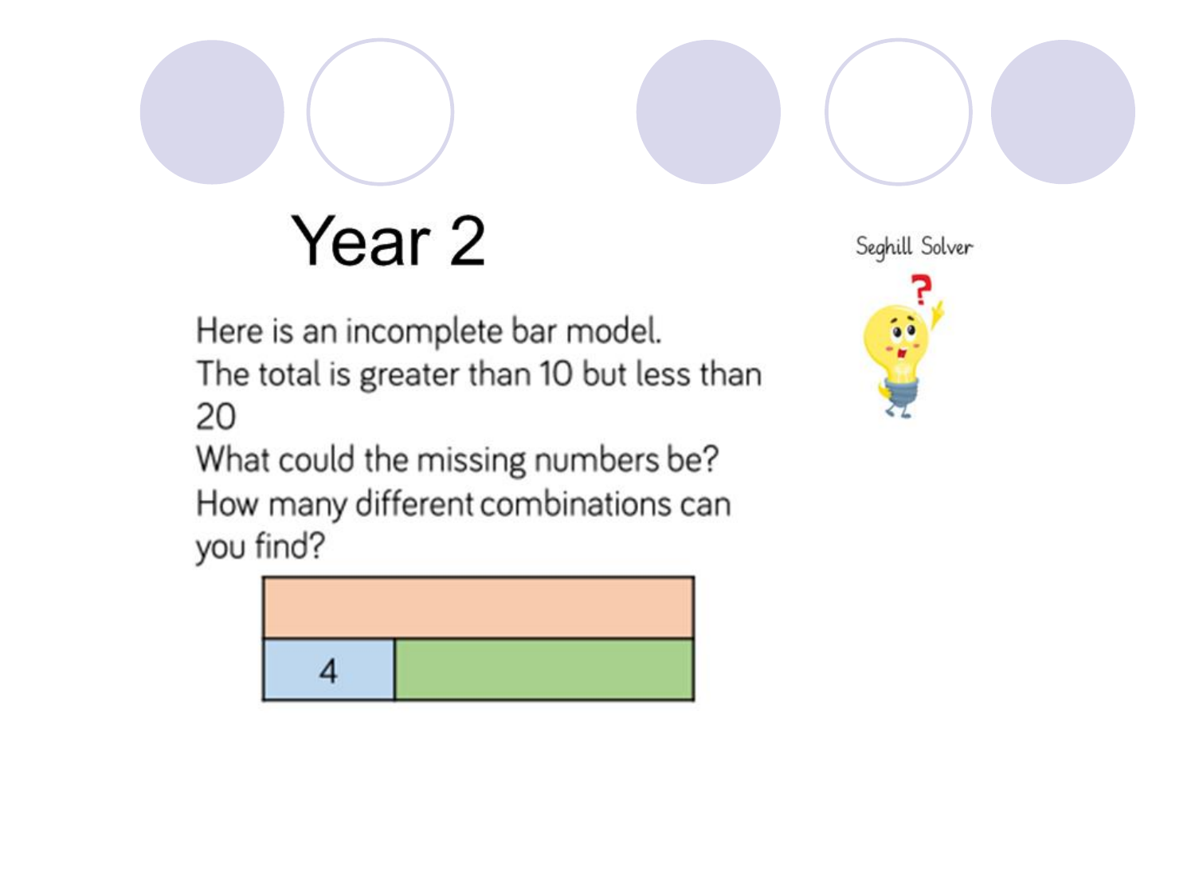# Year 2

Seghill Solver

Here is an incomplete bar model.
The total is greater than 10 but less than 20
What could the missing numbers be?
How many different combinations can you find?

| | |
|---|---|
| 4 | |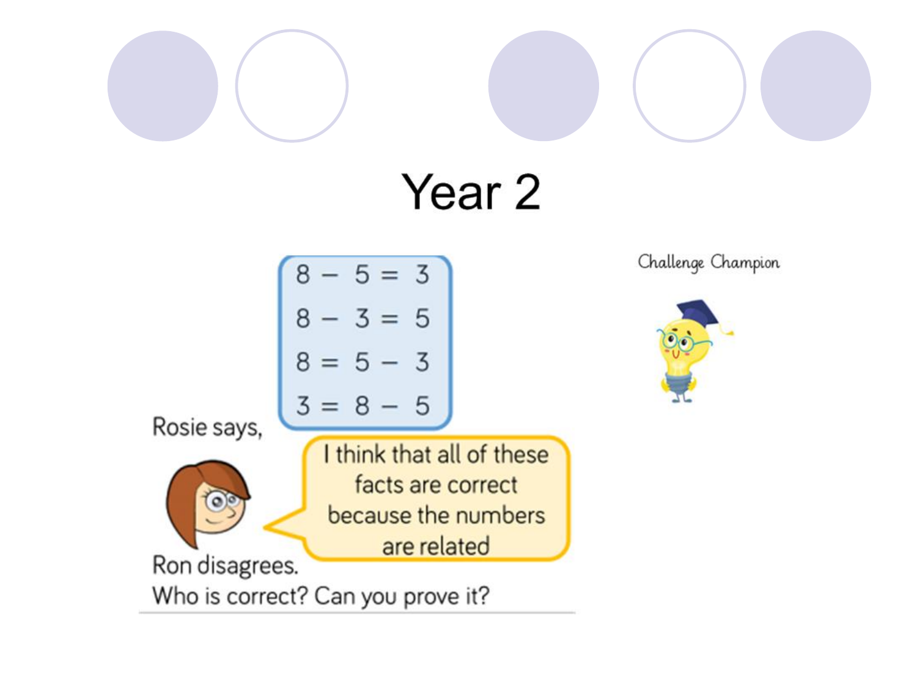# Year 2

Challenge Champion

$$8 - 5 = 3$$
$$8 - 3 = 5$$
$$8 = 5 - 3$$
$$3 = 8 - 5$$

Rosie says,

I think that all of these facts are correct because the numbers are related

Ron disagrees.

Who is correct? Can you prove it?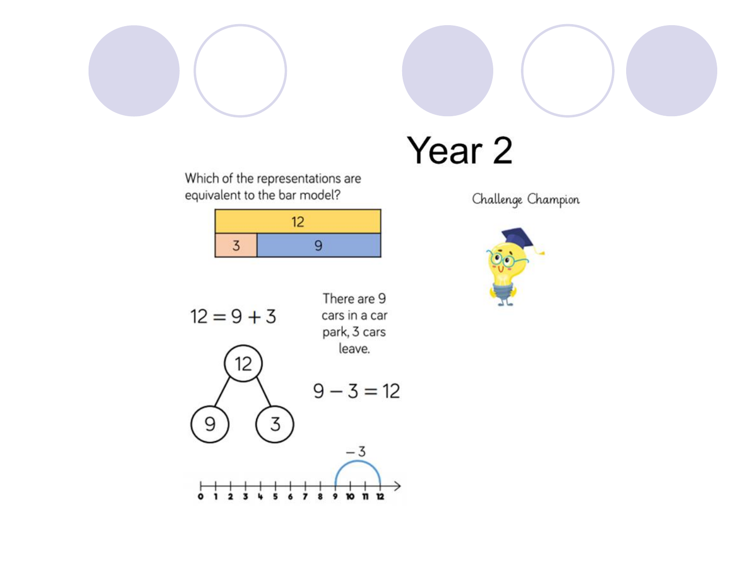# Year 2

Challenge Champion

Which of the representations are equivalent to the bar model?

| 12 | |
|---|---|
| 3 | 9 |

$12 = 9 + 3$

There are 9 cars in a car park, 3 cars leave.

$9 - 3 = 12$

12

9 3

$-3$

0 1 2 3 4 5 6 7 8 9 10 11 12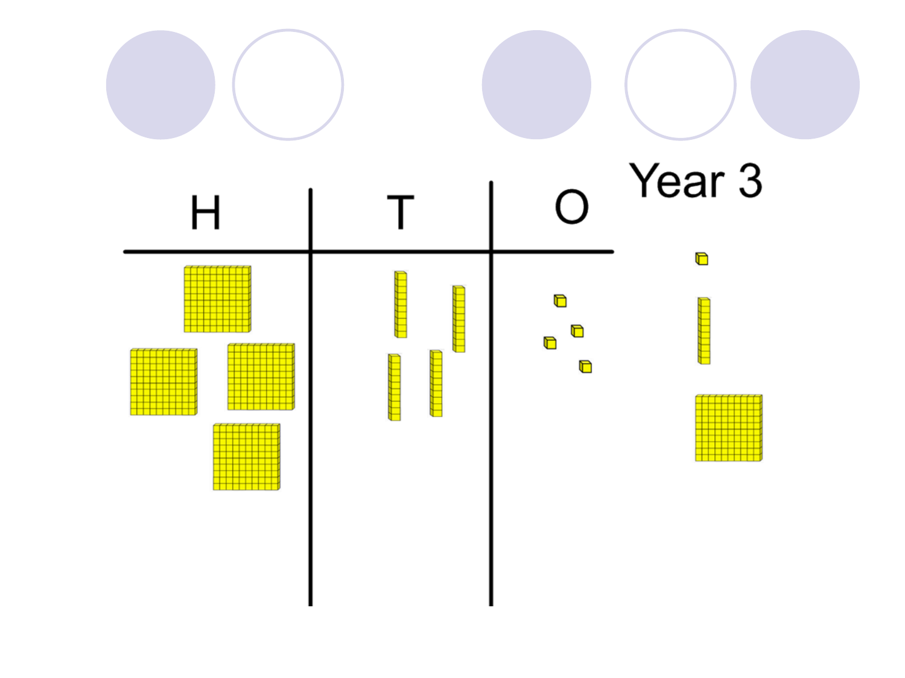Year 3

| H | T | O |
| --- | --- | --- |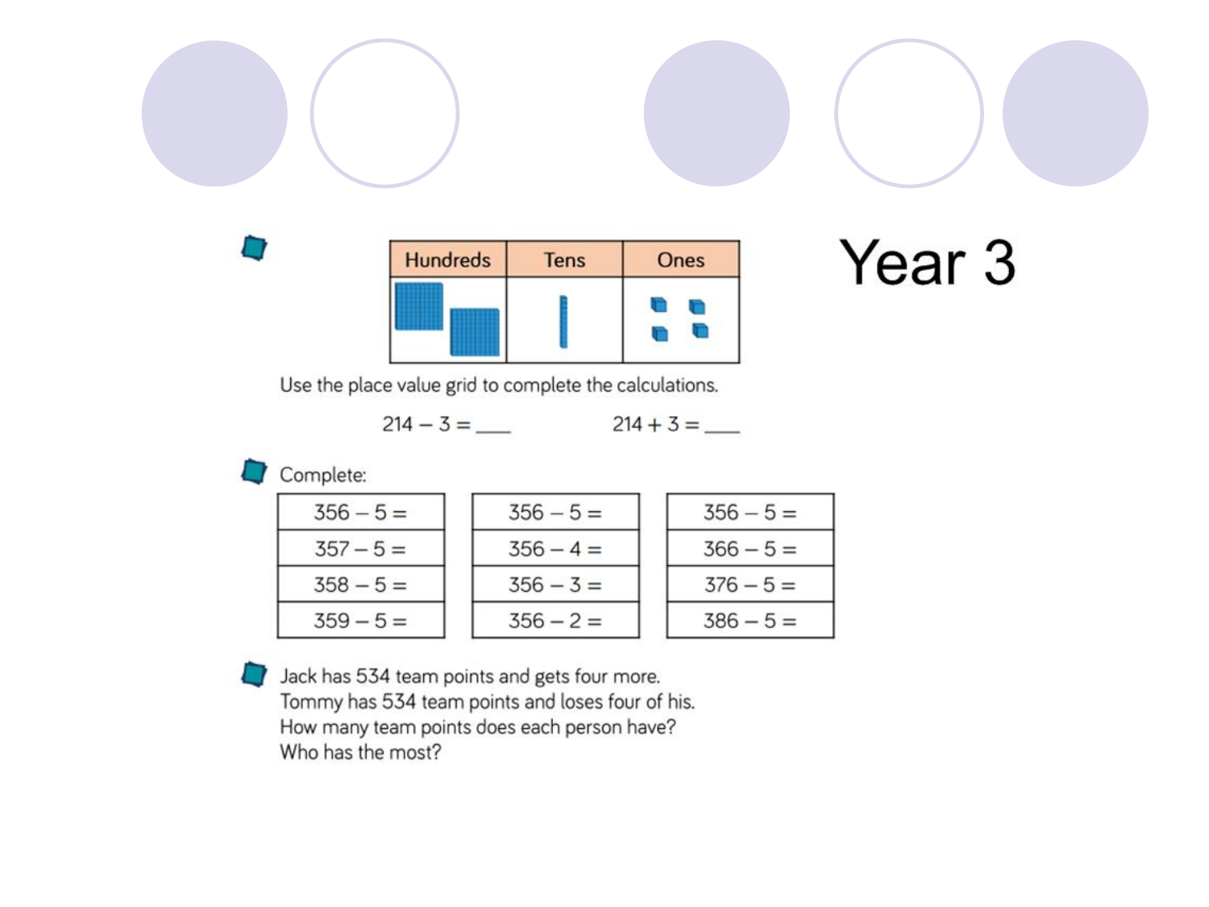# Year 3

| Hundreds | Tens | Ones |
| --- | --- | --- |
| | | |

Use the place value grid to complete the calculations.

214 – 3 = ___        214 + 3 = ___

Complete:

| 356 – 5 = | 356 – 5 = | 356 – 5 = |
| --- | --- | --- |
| 357 – 5 = | 356 – 4 = | 366 – 5 = |
| 358 – 5 = | 356 – 3 = | 376 – 5 = |
| 359 – 5 = | 356 – 2 = | 386 – 5 = |

Jack has 534 team points and gets four more.
Tommy has 534 team points and loses four of his.
How many team points does each person have?
Who has the most?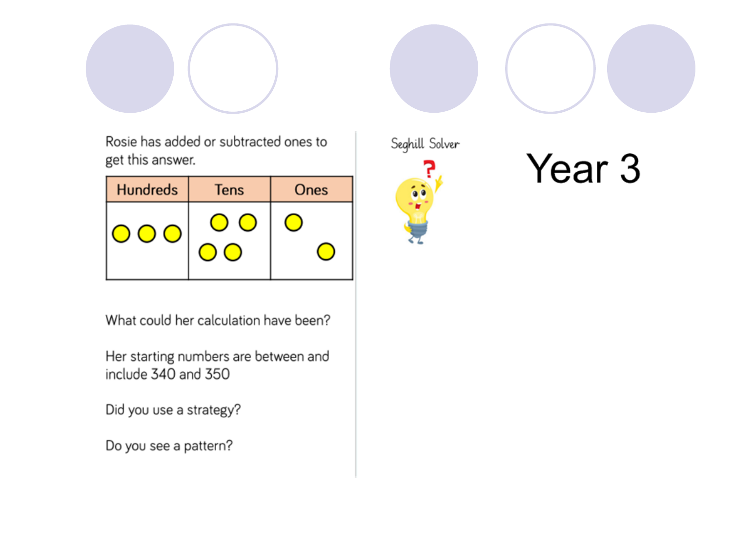Seghill Solver

# Year 3

Rosie has added or subtracted ones to get this answer.

| Hundreds | Tens | Ones |
|---|---|---|
| ○ ○ ○ | ○ ○ ○ ○ | ○ ○ |

What could her calculation have been?

Her starting numbers are between and include 340 and 350

Did you use a strategy?

Do you see a pattern?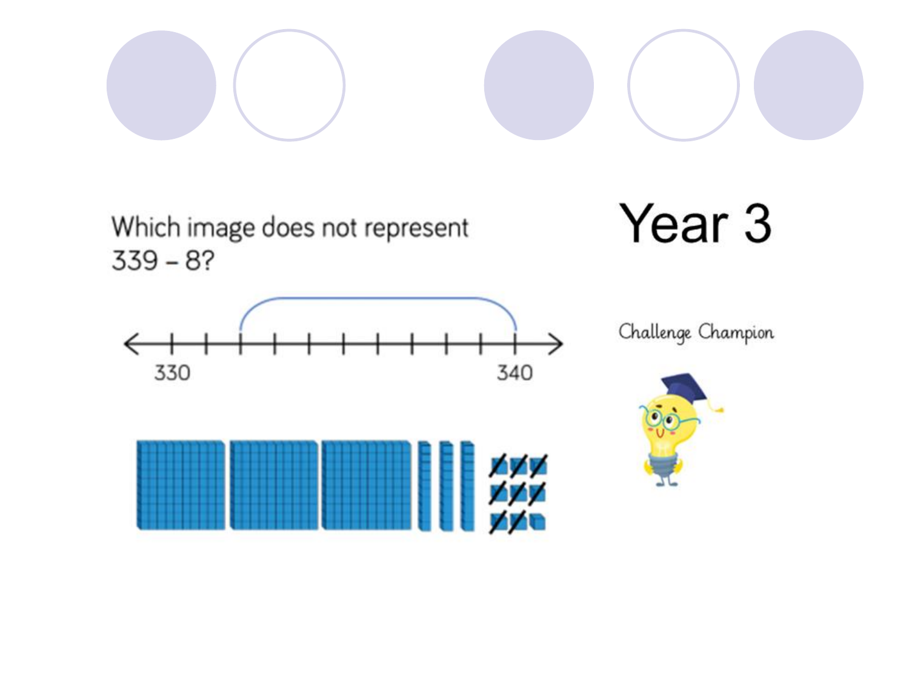# Year 3

Which image does not represent 339 – 8?

330

340

Challenge Champion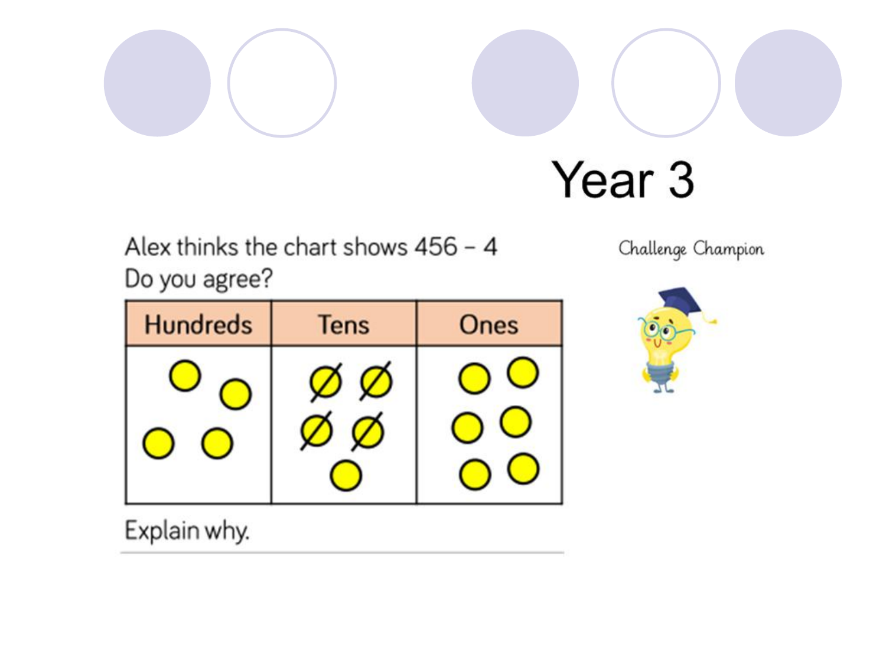# Year 3

Challenge Champion

Alex thinks the chart shows 456 – 4
Do you agree?

| Hundreds | Tens | Ones |
| --- | --- | --- |
| | | |

Explain why.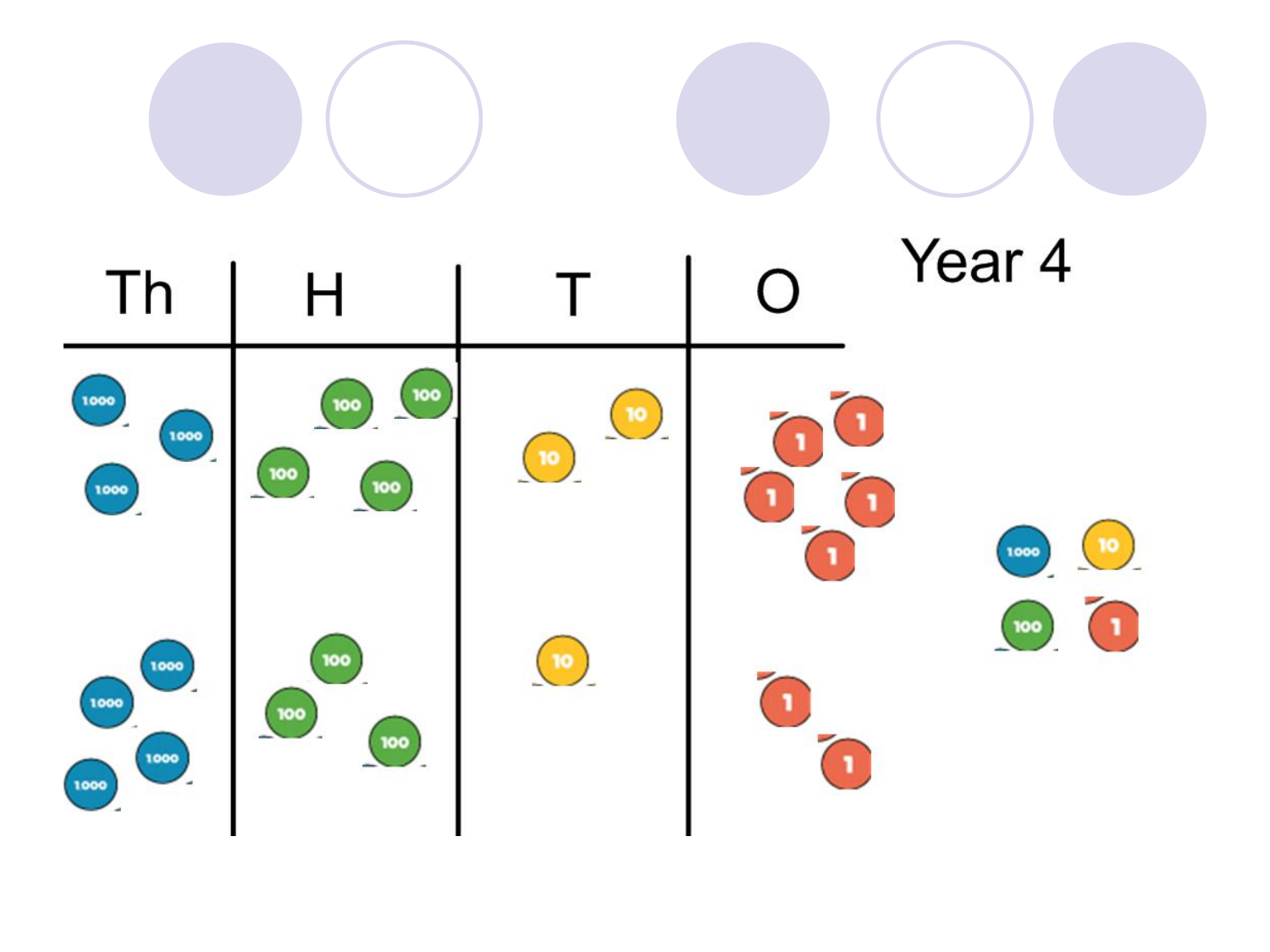Year 4

| Th | H | T | O |
| --- | --- | --- | --- |
| 1000 1000 1000 | 100 100 100 100 | 10 10 | 1 1 1 1 1 |
| 1000 1000 1000 1000 | 100 100 100 | 10 | 1 1 |

1000 10 100 1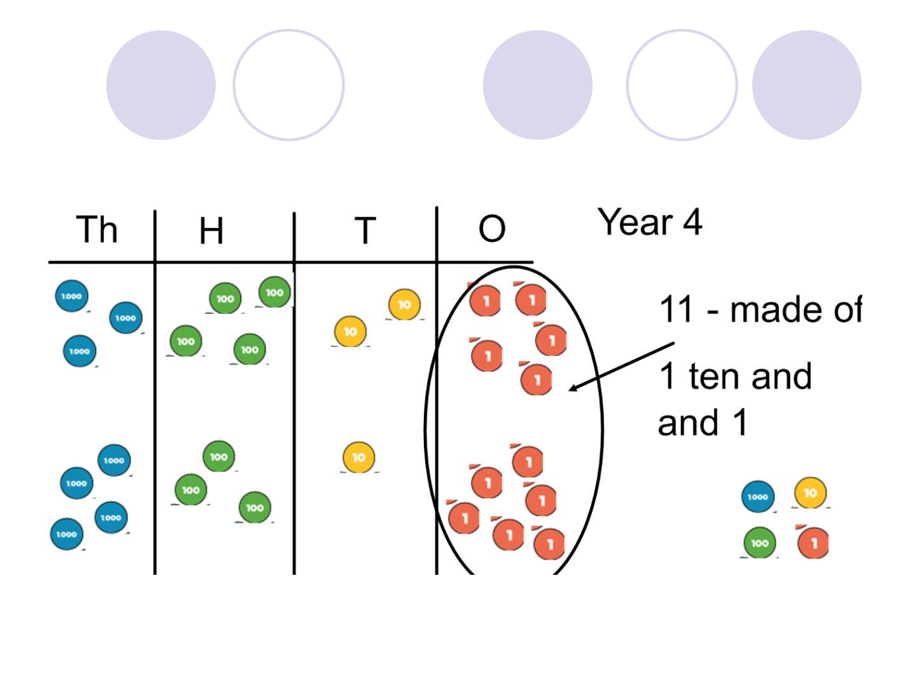| Th | H | T | O |
|---|---|---|---|
| 1000 1000 1000 | 100 100 100 100 | 10 10 | 1 1 1 1 1 |
| 1000 1000 1000 1000 | 100 100 100 | 10 | 1 1 1 1 1 1 |

Year 4

11 - made of 1 ten and and 1

1000 10 100 1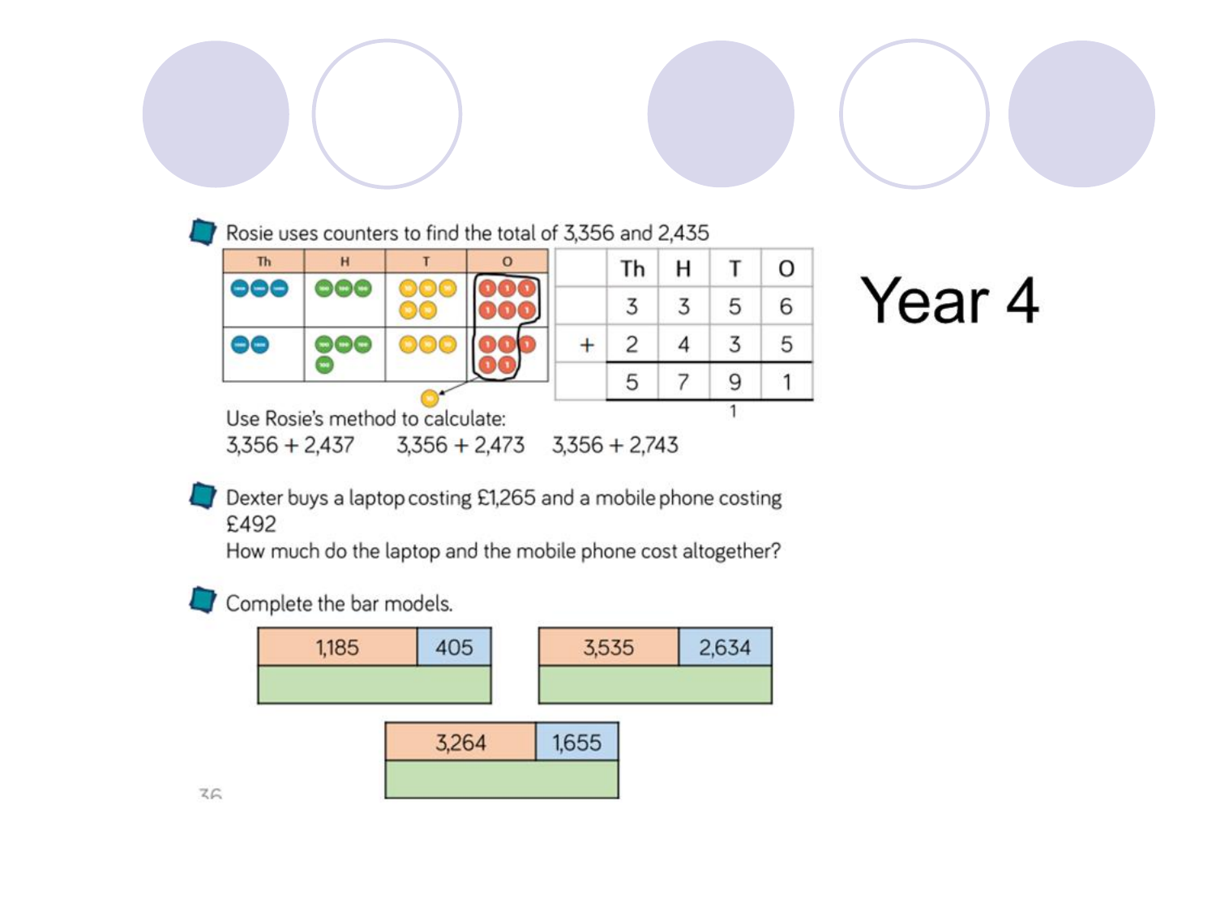Year 4

Rosie uses counters to find the total of 3,356 and 2,435

| | Th | H | T | O |
|---|---|---|---|---|
| | 3 | 3 | 5 | 6 |
| + | 2 | 4 | 3 | 5 |
| | 5 | 7 | 9 | 1 |
| | | | 1 | |

Use Rosie's method to calculate:

3,356 + 2,437 3,356 + 2,473 3,356 + 2,743

Dexter buys a laptop costing £1,265 and a mobile phone costing £492

How much do the laptop and the mobile phone cost altogether?

Complete the bar models.

| 1,185 | 405 |
|---|---|
| | |

| 3,535 | 2,634 |
|---|---|
| | |

| 3,264 | 1,655 |
|---|---|
| | |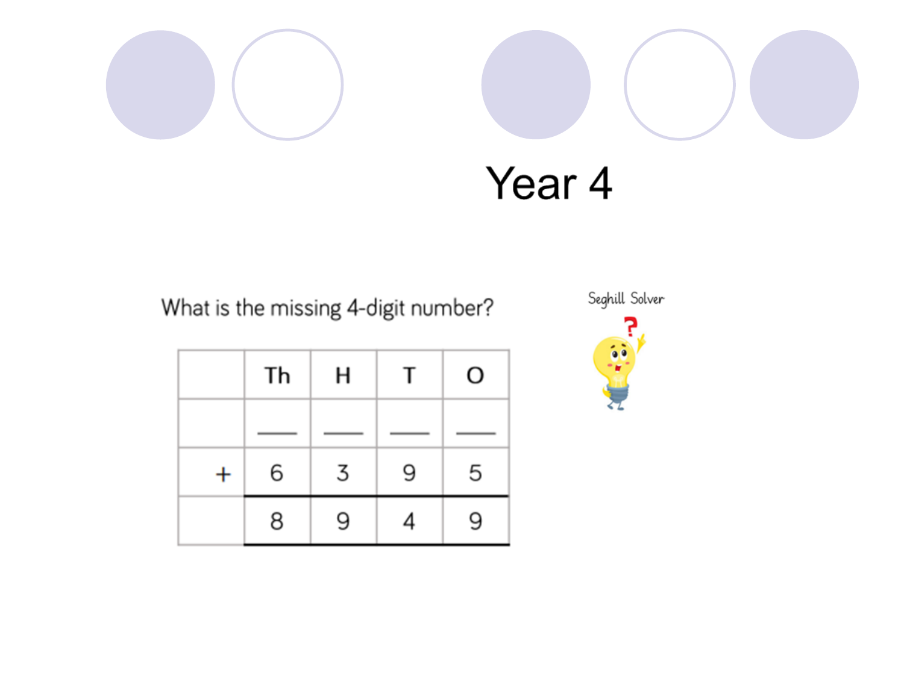# Year 4

Seghill Solver

What is the missing 4-digit number?

| | Th | H | T | O |
|---|---|---|---|---|
| | ___ | ___ | ___ | ___ |
| + | 6 | 3 | 9 | 5 |
| | 8 | 9 | 4 | 9 |